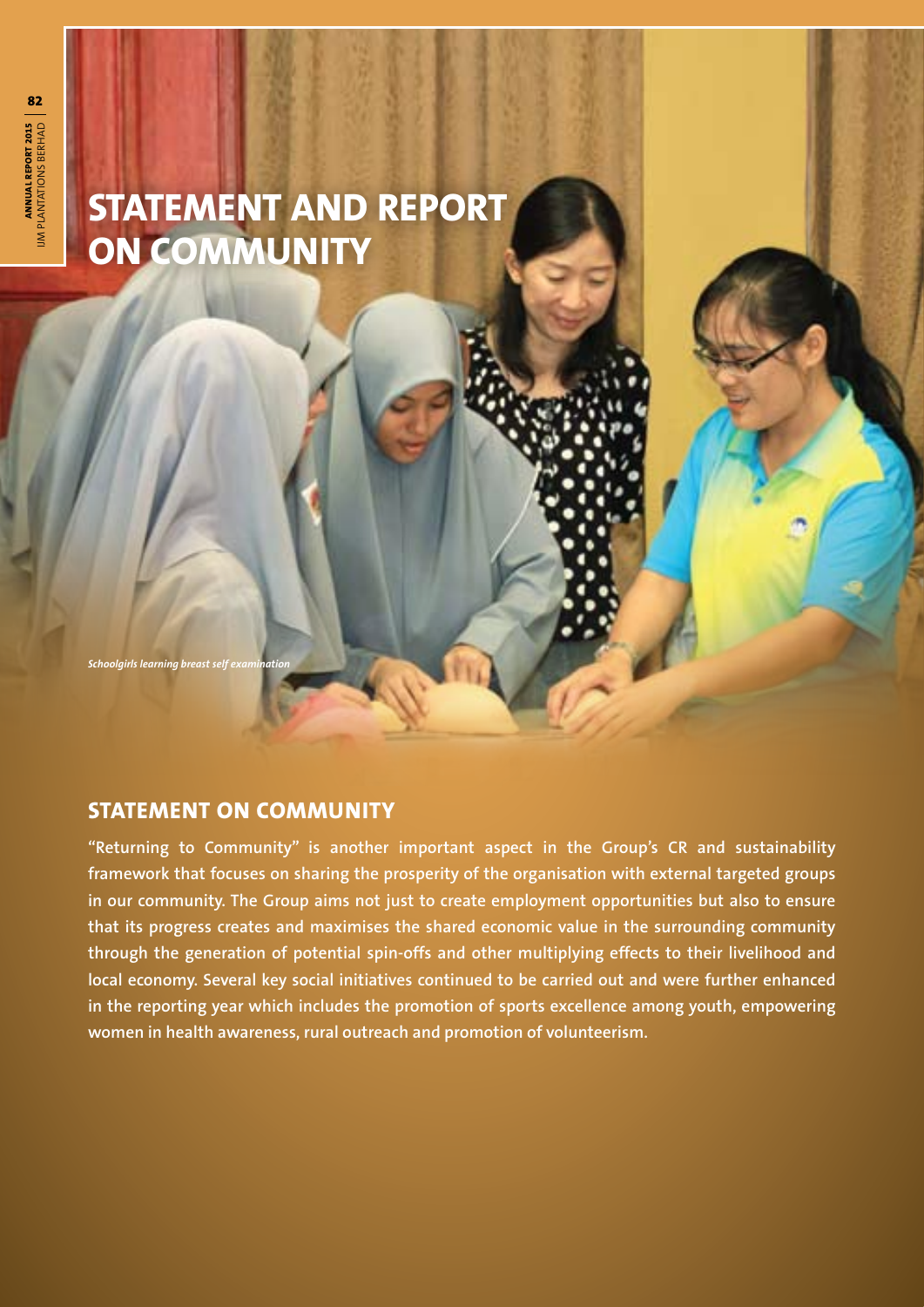# STATEMENT AND REPORT ON COMMUNITY

*Schoolgirls learning breast self examination*

## STATEMENT ON COMMUNITY

**"Returning to Community" is another important aspect in the Group's CR and sustainability framework that focuses on sharing the prosperity of the organisation with external targeted groups in our community. The Group aims not just to create employment opportunities but also to ensure that its progress creates and maximises the shared economic value in the surrounding community through the generation of potential spin-offs and other multiplying effects to their livelihood and local economy. Several key social initiatives continued to be carried out and were further enhanced in the reporting year which includes the promotion of sports excellence among youth, empowering women in health awareness, rural outreach and promotion of volunteerism.**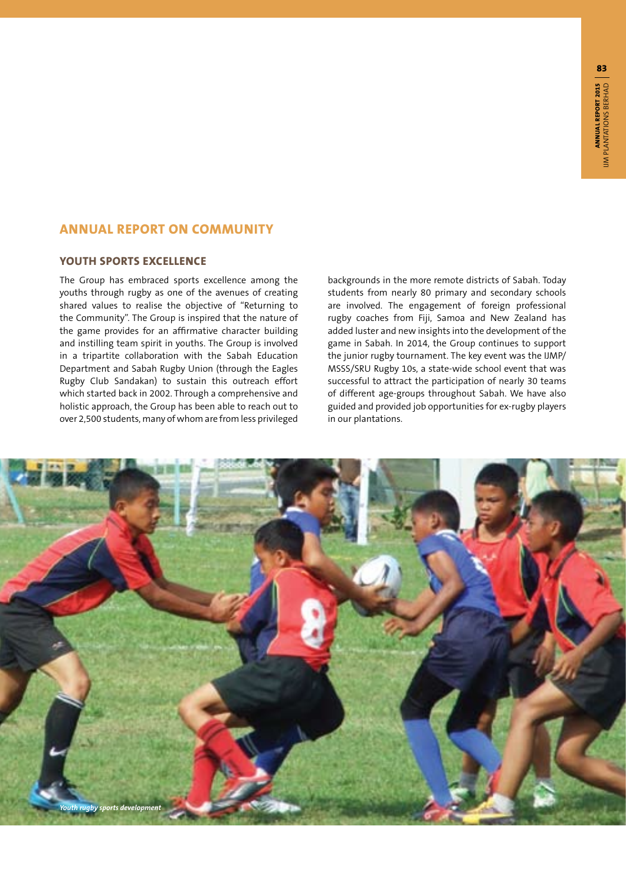## ANNUAL REPORT ON COMMUNITY

### YOUTH SPORTS EXCELLENCE

The Group has embraced sports excellence among the youths through rugby as one of the avenues of creating shared values to realise the objective of "Returning to the Community". The Group is inspired that the nature of the game provides for an affirmative character building and instilling team spirit in youths. The Group is involved in a tripartite collaboration with the Sabah Education Department and Sabah Rugby Union (through the Eagles Rugby Club Sandakan) to sustain this outreach effort which started back in 2002. Through a comprehensive and holistic approach, the Group has been able to reach out to over 2,500 students, many of whom are from less privileged backgrounds in the more remote districts of Sabah. Today students from nearly 80 primary and secondary schools are involved. The engagement of foreign professional rugby coaches from Fiji, Samoa and New Zealand has added luster and new insights into the development of the game in Sabah. In 2014, the Group continues to support the junior rugby tournament. The key event was the IJMP/MSSS/SRU Rugby 10s, a state-wide school event that was successful to attract the participation of nearly 30 teams of different age-groups throughout Sabah. We have also guided and provided job opportunities for ex-rugby players in our plantations.

*Youth rugby sports development*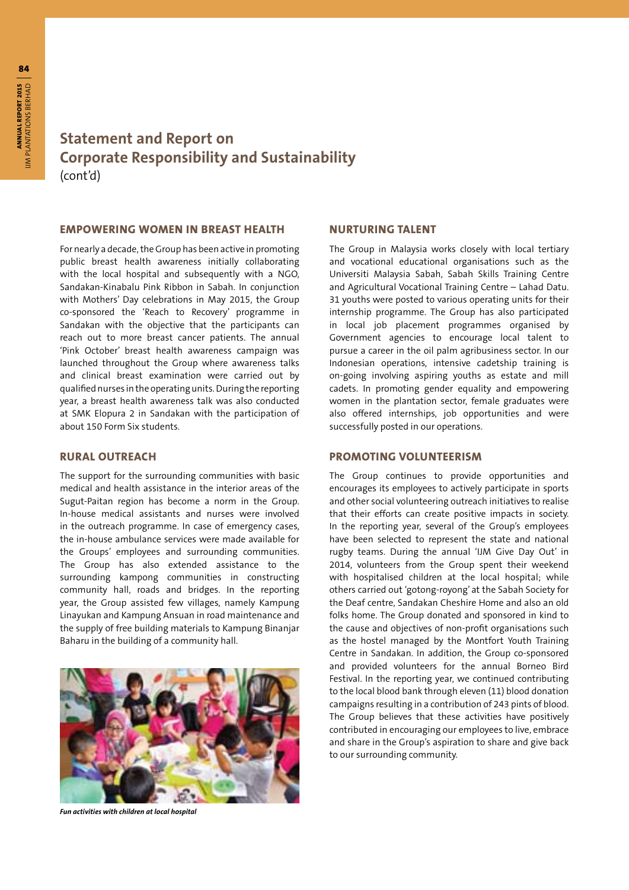# Statement and Report on Corporate Responsibility and Sustainability
(cont'd)

## EMPOWERING WOMEN IN BREAST HEALTH

For nearly a decade, the Group has been active in promoting public breast health awareness initially collaborating with the local hospital and subsequently with a NGO, Sandakan-Kinabalu Pink Ribbon in Sabah. In conjunction with Mothers' Day celebrations in May 2015, the Group co-sponsored the 'Reach to Recovery' programme in Sandakan with the objective that the participants can reach out to more breast cancer patients. The annual 'Pink October' breast health awareness campaign was launched throughout the Group where awareness talks and clinical breast examination were carried out by qualified nurses in the operating units. During the reporting year, a breast health awareness talk was also conducted at SMK Elopura 2 in Sandakan with the participation of about 150 Form Six students.

## RURAL OUTREACH

The support for the surrounding communities with basic medical and health assistance in the interior areas of the Sugut-Paitan region has become a norm in the Group. In-house medical assistants and nurses were involved in the outreach programme. In case of emergency cases, the in-house ambulance services were made available for the Groups' employees and surrounding communities. The Group has also extended assistance to the surrounding kampong communities in constructing community hall, roads and bridges. In the reporting year, the Group assisted few villages, namely Kampung Linayukan and Kampung Ansuan in road maintenance and the supply of free building materials to Kampung Binanjar Baharu in the building of a community hall.

*Fun activities with children at local hospital*

## NURTURING TALENT

The Group in Malaysia works closely with local tertiary and vocational educational organisations such as the Universiti Malaysia Sabah, Sabah Skills Training Centre and Agricultural Vocational Training Centre – Lahad Datu. 31 youths were posted to various operating units for their internship programme. The Group has also participated in local job placement programmes organised by Government agencies to encourage local talent to pursue a career in the oil palm agribusiness sector. In our Indonesian operations, intensive cadetship training is on-going involving aspiring youths as estate and mill cadets. In promoting gender equality and empowering women in the plantation sector, female graduates were also offered internships, job opportunities and were successfully posted in our operations.

## PROMOTING VOLUNTEERISM

The Group continues to provide opportunities and encourages its employees to actively participate in sports and other social volunteering outreach initiatives to realise that their efforts can create positive impacts in society. In the reporting year, several of the Group's employees have been selected to represent the state and national rugby teams. During the annual 'IJM Give Day Out' in 2014, volunteers from the Group spent their weekend with hospitalised children at the local hospital; while others carried out 'gotong-royong' at the Sabah Society for the Deaf centre, Sandakan Cheshire Home and also an old folks home. The Group donated and sponsored in kind to the cause and objectives of non-profit organisations such as the hostel managed by the Montfort Youth Training Centre in Sandakan. In addition, the Group co-sponsored and provided volunteers for the annual Borneo Bird Festival. In the reporting year, we continued contributing to the local blood bank through eleven (11) blood donation campaigns resulting in a contribution of 243 pints of blood. The Group believes that these activities have positively contributed in encouraging our employees to live, embrace and share in the Group's aspiration to share and give back to our surrounding community.